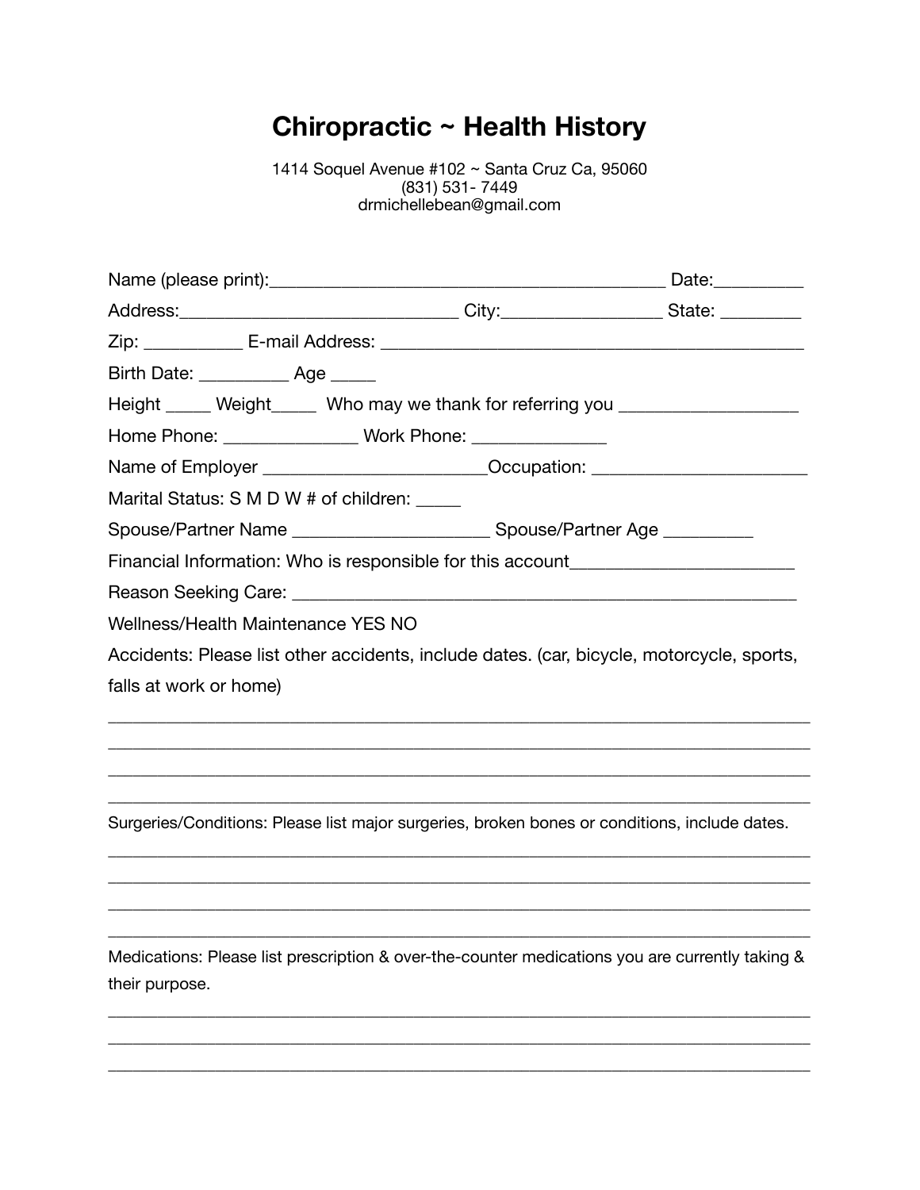# Chiropractic ~ Health History

1414 Soquel Avenue #102 ~ Santa Cruz Ca, 95060
(831) 531- 7449
drmichellebean@gmail.com

Name (please print):___________________________________________ Date:_________

Address:______________________________ City:_________________ State: ________

Zip: __________ E-mail Address: ______________________________________________

Birth Date: _________ Age _____

Height _____ Weight_____ Who may we thank for referring you __________________

Home Phone: ______________ Work Phone: ______________

Name of Employer _______________________Occupation: ______________________

Marital Status: S M D W # of children: _____

Spouse/Partner Name _____________________ Spouse/Partner Age _________

Financial Information: Who is responsible for this account_______________________

Reason Seeking Care: ______________________________________________________

Wellness/Health Maintenance YES NO

Accidents: Please list other accidents, include dates. (car, bicycle, motorcycle, sports, falls at work or home)

______________________________________________________________________________

______________________________________________________________________________

______________________________________________________________________________

______________________________________________________________________________

Surgeries/Conditions: Please list major surgeries, broken bones or conditions, include dates.

______________________________________________________________________________

______________________________________________________________________________

______________________________________________________________________________

______________________________________________________________________________

Medications: Please list prescription & over-the-counter medications you are currently taking & their purpose.

______________________________________________________________________________

______________________________________________________________________________

______________________________________________________________________________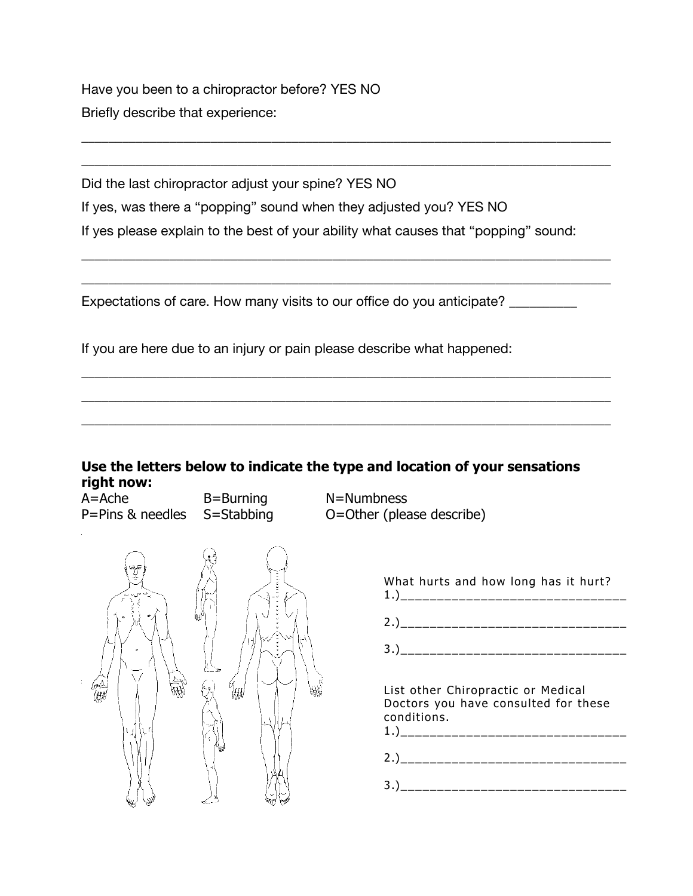Have you been to a chiropractor before? YES NO

Briefly describe that experience:

\_\_\_\_\_\_\_\_\_\_\_\_\_\_\_\_\_\_\_\_\_\_\_\_\_\_\_\_\_\_\_\_\_\_\_\_\_\_\_\_\_\_\_\_\_\_\_\_\_\_\_\_\_\_\_\_\_\_\_\_\_\_\_\_\_\_\_\_\_\_\_\_\_\_\_\_

\_\_\_\_\_\_\_\_\_\_\_\_\_\_\_\_\_\_\_\_\_\_\_\_\_\_\_\_\_\_\_\_\_\_\_\_\_\_\_\_\_\_\_\_\_\_\_\_\_\_\_\_\_\_\_\_\_\_\_\_\_\_\_\_\_\_\_\_\_\_\_\_\_\_\_\_

Did the last chiropractor adjust your spine? YES NO

If yes, was there a "popping" sound when they adjusted you? YES NO

If yes please explain to the best of your ability what causes that "popping" sound:

\_\_\_\_\_\_\_\_\_\_\_\_\_\_\_\_\_\_\_\_\_\_\_\_\_\_\_\_\_\_\_\_\_\_\_\_\_\_\_\_\_\_\_\_\_\_\_\_\_\_\_\_\_\_\_\_\_\_\_\_\_\_\_\_\_\_\_\_\_\_\_\_\_\_\_\_

\_\_\_\_\_\_\_\_\_\_\_\_\_\_\_\_\_\_\_\_\_\_\_\_\_\_\_\_\_\_\_\_\_\_\_\_\_\_\_\_\_\_\_\_\_\_\_\_\_\_\_\_\_\_\_\_\_\_\_\_\_\_\_\_\_\_\_\_\_\_\_\_\_\_\_\_

Expectations of care. How many visits to our office do you anticipate? \_\_\_\_\_\_\_\_\_

If you are here due to an injury or pain please describe what happened:

\_\_\_\_\_\_\_\_\_\_\_\_\_\_\_\_\_\_\_\_\_\_\_\_\_\_\_\_\_\_\_\_\_\_\_\_\_\_\_\_\_\_\_\_\_\_\_\_\_\_\_\_\_\_\_\_\_\_\_\_\_\_\_\_\_\_\_\_\_\_\_\_\_\_\_\_

\_\_\_\_\_\_\_\_\_\_\_\_\_\_\_\_\_\_\_\_\_\_\_\_\_\_\_\_\_\_\_\_\_\_\_\_\_\_\_\_\_\_\_\_\_\_\_\_\_\_\_\_\_\_\_\_\_\_\_\_\_\_\_\_\_\_\_\_\_\_\_\_\_\_\_\_

\_\_\_\_\_\_\_\_\_\_\_\_\_\_\_\_\_\_\_\_\_\_\_\_\_\_\_\_\_\_\_\_\_\_\_\_\_\_\_\_\_\_\_\_\_\_\_\_\_\_\_\_\_\_\_\_\_\_\_\_\_\_\_\_\_\_\_\_\_\_\_\_\_\_\_\_

**Use the letters below to indicate the type and location of your sensations right now:**

A=Ache B=Burning N=Numbness

P=Pins & needles S=Stabbing O=Other (please describe)

What hurts and how long has it hurt?

1.)\_\_\_\_\_\_\_\_\_\_\_\_\_\_\_\_\_\_\_\_\_\_\_\_\_\_\_\_\_\_

2.)\_\_\_\_\_\_\_\_\_\_\_\_\_\_\_\_\_\_\_\_\_\_\_\_\_\_\_\_\_\_

3.)\_\_\_\_\_\_\_\_\_\_\_\_\_\_\_\_\_\_\_\_\_\_\_\_\_\_\_\_\_\_

List other Chiropractic or Medical Doctors you have consulted for these conditions.

1.)\_\_\_\_\_\_\_\_\_\_\_\_\_\_\_\_\_\_\_\_\_\_\_\_\_\_\_\_\_\_

2.)\_\_\_\_\_\_\_\_\_\_\_\_\_\_\_\_\_\_\_\_\_\_\_\_\_\_\_\_\_\_

3.)\_\_\_\_\_\_\_\_\_\_\_\_\_\_\_\_\_\_\_\_\_\_\_\_\_\_\_\_\_\_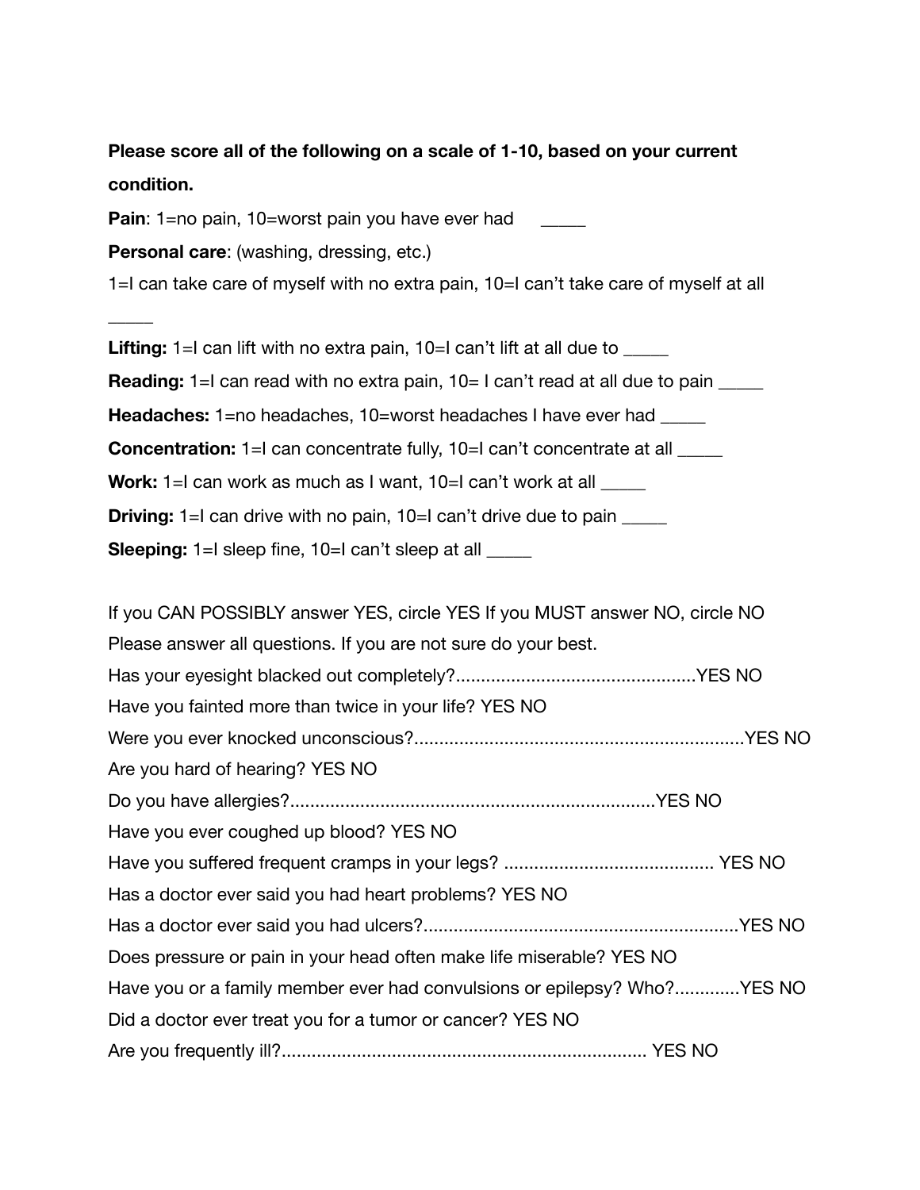**Please score all of the following on a scale of 1-10, based on your current condition.**

**Pain**: 1=no pain, 10=worst pain you have ever had _____

**Personal care**: (washing, dressing, etc.)

1=I can take care of myself with no extra pain, 10=I can't take care of myself at all _____

**Lifting:** 1=I can lift with no extra pain, 10=I can't lift at all due to _____

**Reading:** 1=I can read with no extra pain, 10= I can't read at all due to pain _____

**Headaches:** 1=no headaches, 10=worst headaches I have ever had _____

**Concentration:** 1=I can concentrate fully, 10=I can't concentrate at all _____

**Work:** 1=I can work as much as I want, 10=I can't work at all _____

**Driving:** 1=I can drive with no pain, 10=I can't drive due to pain _____

**Sleeping:** 1=I sleep fine, 10=I can't sleep at all _____

If you CAN POSSIBLY answer YES, circle YES If you MUST answer NO, circle NO

Please answer all questions. If you are not sure do your best.

Has your eyesight blacked out completely?................................................YES NO

Have you fainted more than twice in your life? YES NO

Were you ever knocked unconscious?..................................................................YES NO

Are you hard of hearing? YES NO

Do you have allergies?.........................................................................YES NO

Have you ever coughed up blood? YES NO

Have you suffered frequent cramps in your legs? .......................................... YES NO

Has a doctor ever said you had heart problems? YES NO

Has a doctor ever said you had ulcers?..............................................................YES NO

Does pressure or pain in your head often make life miserable? YES NO

Have you or a family member ever had convulsions or epilepsy? Who?.............YES NO

Did a doctor ever treat you for a tumor or cancer? YES NO

Are you frequently ill?......................................................................... YES NO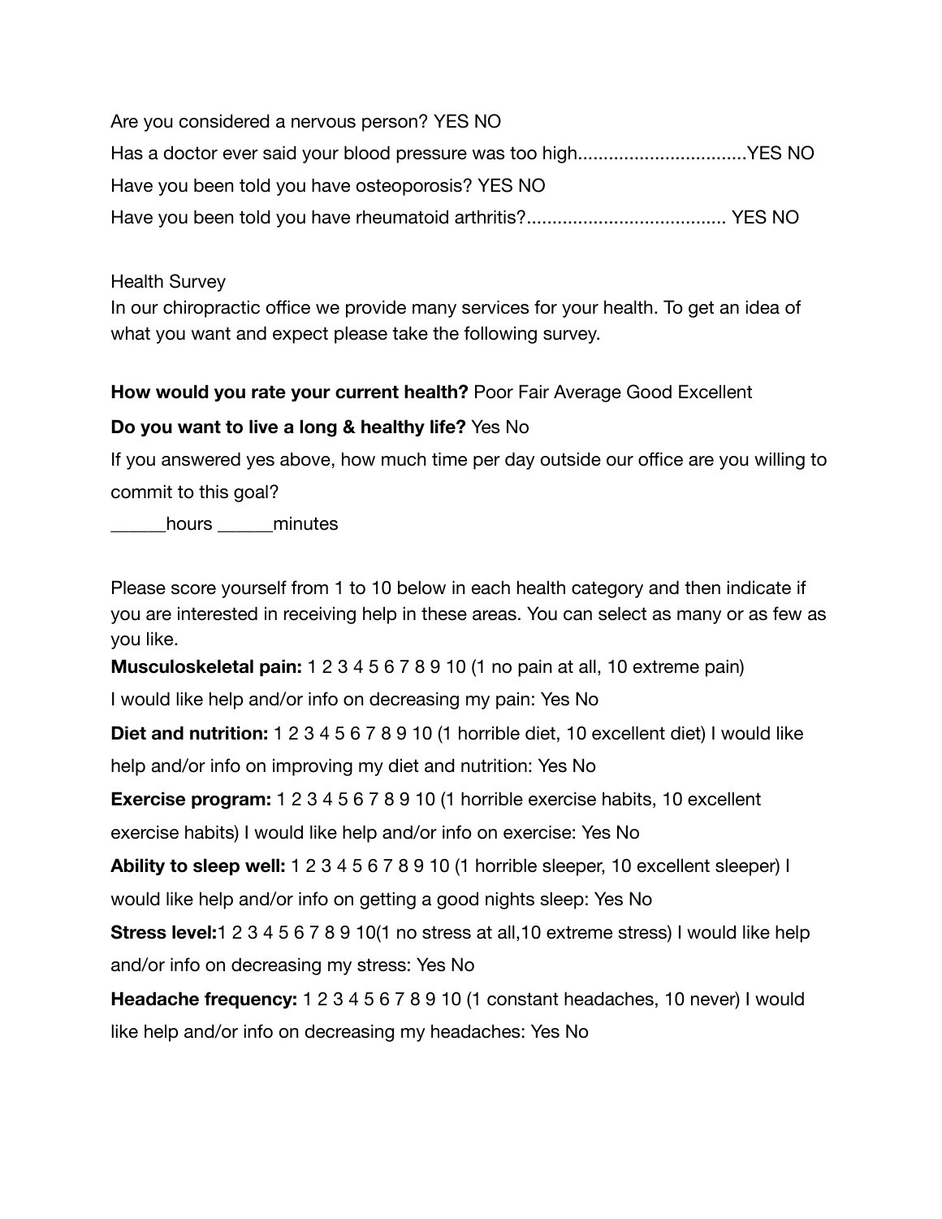Are you considered a nervous person? YES NO

Has a doctor ever said your blood pressure was too high.................................YES NO

Have you been told you have osteoporosis? YES NO

Have you been told you have rheumatoid arthritis?....................................... YES NO

Health Survey

In our chiropractic office we provide many services for your health. To get an idea of what you want and expect please take the following survey.

**How would you rate your current health?** Poor Fair Average Good Excellent

**Do you want to live a long & healthy life?** Yes No

If you answered yes above, how much time per day outside our office are you willing to commit to this goal?

______hours ______minutes

Please score yourself from 1 to 10 below in each health category and then indicate if you are interested in receiving help in these areas. You can select as many or as few as you like.

**Musculoskeletal pain:** 1 2 3 4 5 6 7 8 9 10 (1 no pain at all, 10 extreme pain)

I would like help and/or info on decreasing my pain: Yes No

**Diet and nutrition:** 1 2 3 4 5 6 7 8 9 10 (1 horrible diet, 10 excellent diet) I would like help and/or info on improving my diet and nutrition: Yes No

**Exercise program:** 1 2 3 4 5 6 7 8 9 10 (1 horrible exercise habits, 10 excellent exercise habits) I would like help and/or info on exercise: Yes No

**Ability to sleep well:** 1 2 3 4 5 6 7 8 9 10 (1 horrible sleeper, 10 excellent sleeper) I would like help and/or info on getting a good nights sleep: Yes No

**Stress level:**1 2 3 4 5 6 7 8 9 10(1 no stress at all,10 extreme stress) I would like help and/or info on decreasing my stress: Yes No

**Headache frequency:** 1 2 3 4 5 6 7 8 9 10 (1 constant headaches, 10 never) I would like help and/or info on decreasing my headaches: Yes No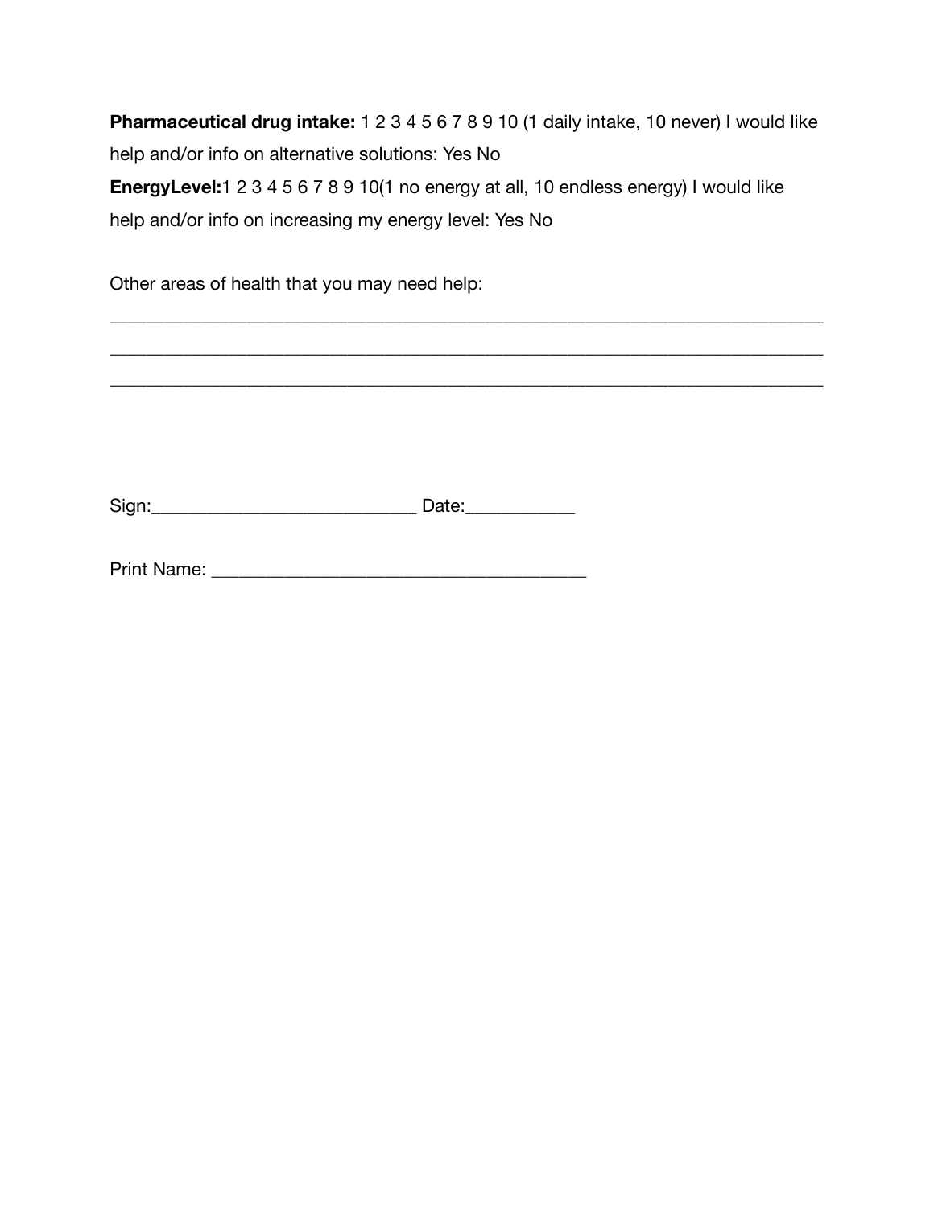**Pharmaceutical drug intake:** 1 2 3 4 5 6 7 8 9 10 (1 daily intake, 10 never) I would like help and/or info on alternative solutions: Yes No

**EnergyLevel:**1 2 3 4 5 6 7 8 9 10(1 no energy at all, 10 endless energy) I would like help and/or info on increasing my energy level: Yes No

Other areas of health that you may need help:

___________________________________________________________________________

___________________________________________________________________________

___________________________________________________________________________

Sign:___________________________ Date:___________

Print Name: ______________________________________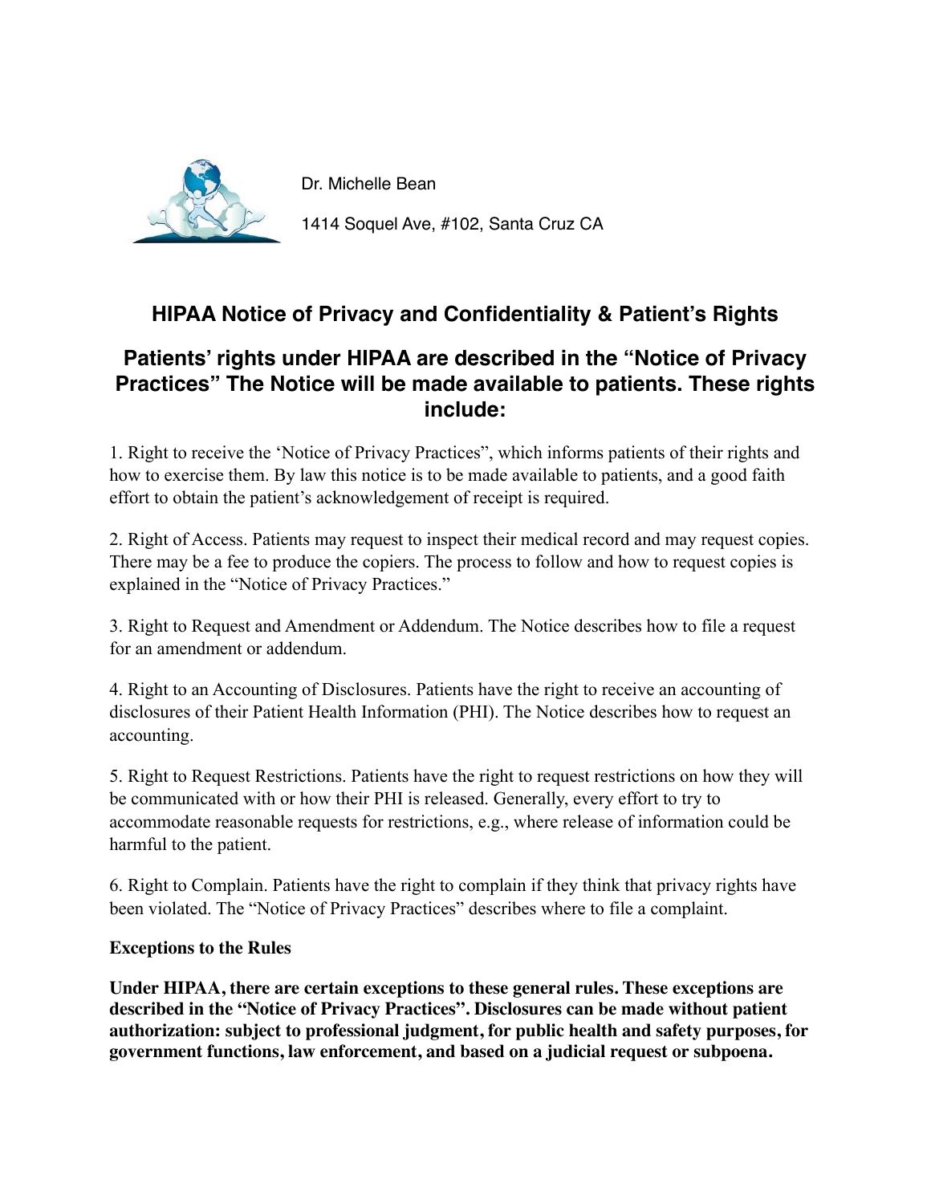Dr. Michelle Bean

1414 Soquel Ave, #102, Santa Cruz CA

## HIPAA Notice of Privacy and Confidentiality & Patient's Rights

## Patients' rights under HIPAA are described in the "Notice of Privacy Practices" The Notice will be made available to patients. These rights include:

1. Right to receive the 'Notice of Privacy Practices", which informs patients of their rights and how to exercise them. By law this notice is to be made available to patients, and a good faith effort to obtain the patient's acknowledgement of receipt is required.

2. Right of Access. Patients may request to inspect their medical record and may request copies. There may be a fee to produce the copiers. The process to follow and how to request copies is explained in the "Notice of Privacy Practices."

3. Right to Request and Amendment or Addendum. The Notice describes how to file a request for an amendment or addendum.

4. Right to an Accounting of Disclosures. Patients have the right to receive an accounting of disclosures of their Patient Health Information (PHI). The Notice describes how to request an accounting.

5. Right to Request Restrictions. Patients have the right to request restrictions on how they will be communicated with or how their PHI is released. Generally, every effort to try to accommodate reasonable requests for restrictions, e.g., where release of information could be harmful to the patient.

6. Right to Complain. Patients have the right to complain if they think that privacy rights have been violated. The "Notice of Privacy Practices" describes where to file a complaint.

**Exceptions to the Rules**

**Under HIPAA, there are certain exceptions to these general rules. These exceptions are described in the "Notice of Privacy Practices". Disclosures can be made without patient authorization: subject to professional judgment, for public health and safety purposes, for government functions, law enforcement, and based on a judicial request or subpoena.**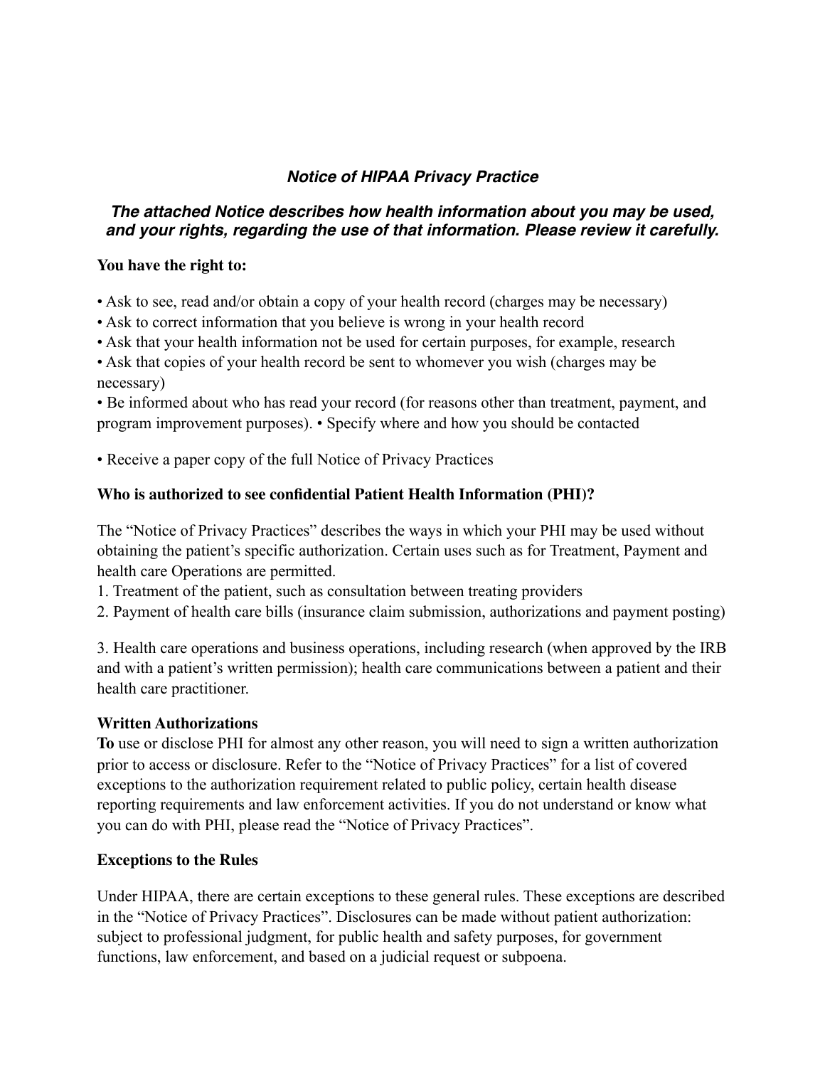## *Notice of HIPAA Privacy Practice*

### *The attached Notice describes how health information about you may be used, and your rights, regarding the use of that information. Please review it carefully.*

**You have the right to:**

- Ask to see, read and/or obtain a copy of your health record (charges may be necessary)
- Ask to correct information that you believe is wrong in your health record
- Ask that your health information not be used for certain purposes, for example, research
- Ask that copies of your health record be sent to whomever you wish (charges may be necessary)
- Be informed about who has read your record (for reasons other than treatment, payment, and program improvement purposes).
- Specify where and how you should be contacted
- Receive a paper copy of the full Notice of Privacy Practices

**Who is authorized to see confidential Patient Health Information (PHI)?**

The "Notice of Privacy Practices" describes the ways in which your PHI may be used without obtaining the patient's specific authorization. Certain uses such as for Treatment, Payment and health care Operations are permitted.

1. Treatment of the patient, such as consultation between treating providers
2. Payment of health care bills (insurance claim submission, authorizations and payment posting)
3. Health care operations and business operations, including research (when approved by the IRB and with a patient's written permission); health care communications between a patient and their health care practitioner.

**Written Authorizations**

**To** use or disclose PHI for almost any other reason, you will need to sign a written authorization prior to access or disclosure. Refer to the "Notice of Privacy Practices" for a list of covered exceptions to the authorization requirement related to public policy, certain health disease reporting requirements and law enforcement activities. If you do not understand or know what you can do with PHI, please read the "Notice of Privacy Practices".

**Exceptions to the Rules**

Under HIPAA, there are certain exceptions to these general rules. These exceptions are described in the "Notice of Privacy Practices". Disclosures can be made without patient authorization: subject to professional judgment, for public health and safety purposes, for government functions, law enforcement, and based on a judicial request or subpoena.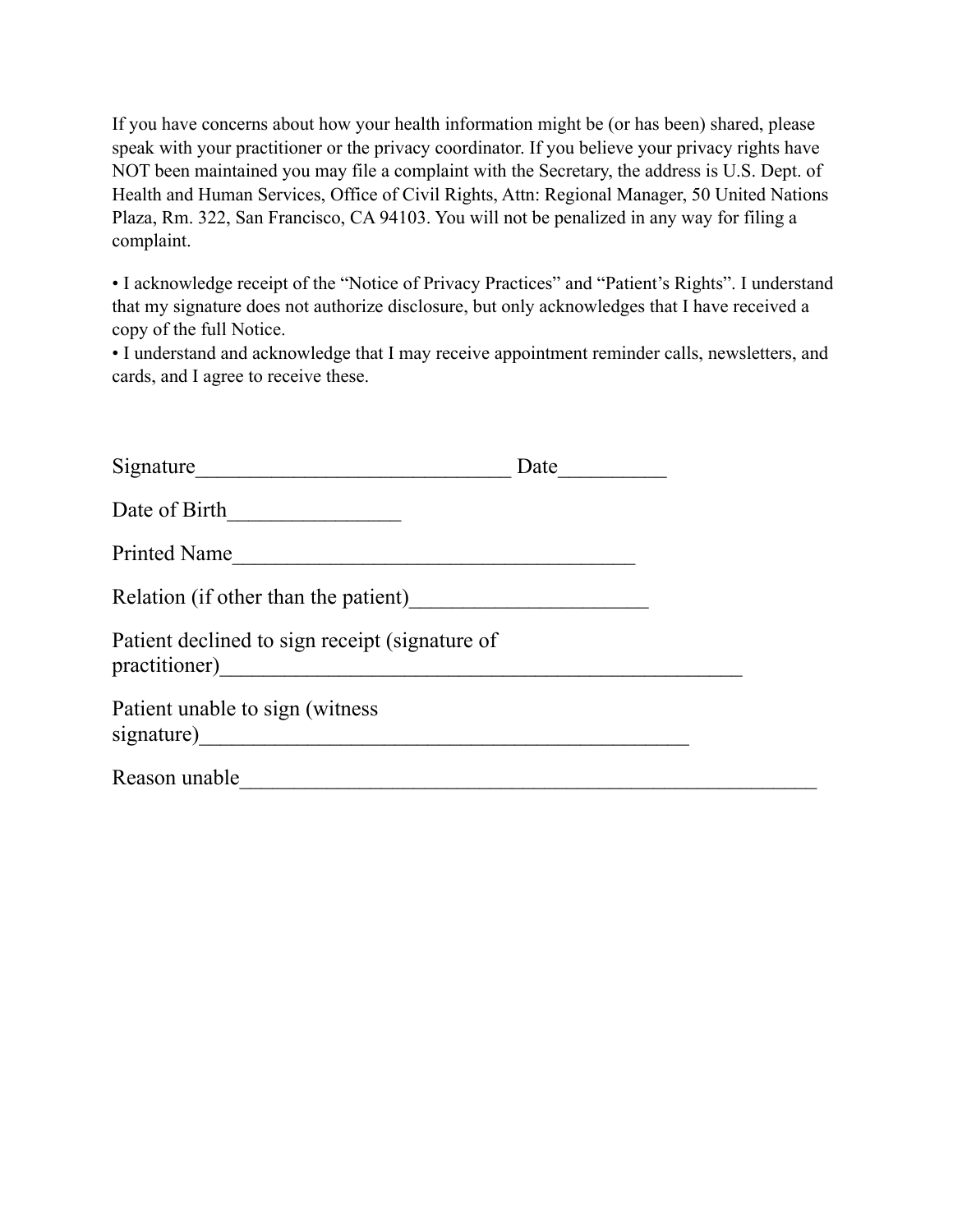If you have concerns about how your health information might be (or has been) shared, please speak with your practitioner or the privacy coordinator. If you believe your privacy rights have NOT been maintained you may file a complaint with the Secretary, the address is U.S. Dept. of Health and Human Services, Office of Civil Rights, Attn: Regional Manager, 50 United Nations Plaza, Rm. 322, San Francisco, CA 94103. You will not be penalized in any way for filing a complaint.

• I acknowledge receipt of the “Notice of Privacy Practices” and “Patient’s Rights”. I understand that my signature does not authorize disclosure, but only acknowledges that I have received a copy of the full Notice.
• I understand and acknowledge that I may receive appointment reminder calls, newsletters, and cards, and I agree to receive these.

Signature_____________________________ Date__________

Date of Birth________________

Printed Name_____________________________________

Relation (if other than the patient)______________________

Patient declined to sign receipt (signature of practitioner)_________________________________________________

Patient unable to sign (witness signature)_______________________________________________

Reason unable______________________________________________________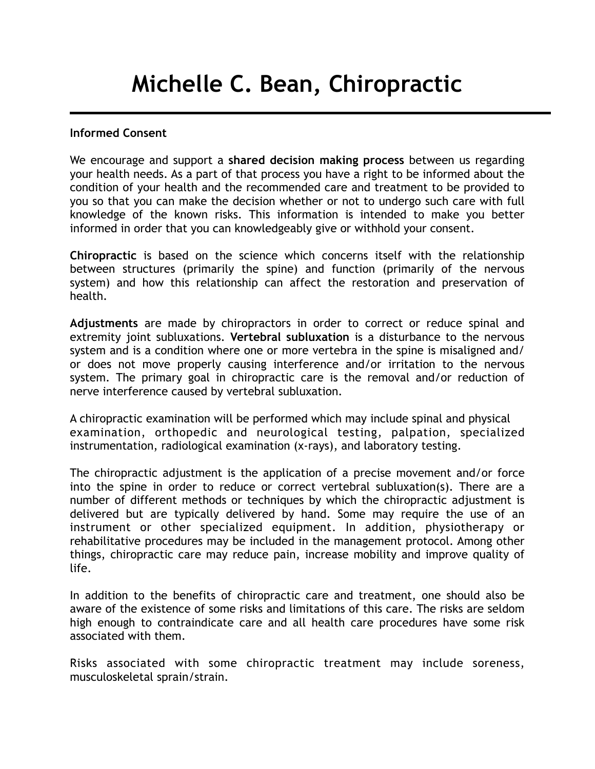# Michelle C. Bean, Chiropractic

**Informed Consent**

We encourage and support a **shared decision making process** between us regarding your health needs. As a part of that process you have a right to be informed about the condition of your health and the recommended care and treatment to be provided to you so that you can make the decision whether or not to undergo such care with full knowledge of the known risks. This information is intended to make you better informed in order that you can knowledgeably give or withhold your consent.

**Chiropractic** is based on the science which concerns itself with the relationship between structures (primarily the spine) and function (primarily of the nervous system) and how this relationship can affect the restoration and preservation of health.

**Adjustments** are made by chiropractors in order to correct or reduce spinal and extremity joint subluxations. **Vertebral subluxation** is a disturbance to the nervous system and is a condition where one or more vertebra in the spine is misaligned and/or does not move properly causing interference and/or irritation to the nervous system. The primary goal in chiropractic care is the removal and/or reduction of nerve interference caused by vertebral subluxation.

A chiropractic examination will be performed which may include spinal and physical examination, orthopedic and neurological testing, palpation, specialized instrumentation, radiological examination (x-rays), and laboratory testing.

The chiropractic adjustment is the application of a precise movement and/or force into the spine in order to reduce or correct vertebral subluxation(s). There are a number of different methods or techniques by which the chiropractic adjustment is delivered but are typically delivered by hand. Some may require the use of an instrument or other specialized equipment. In addition, physiotherapy or rehabilitative procedures may be included in the management protocol. Among other things, chiropractic care may reduce pain, increase mobility and improve quality of life.

In addition to the benefits of chiropractic care and treatment, one should also be aware of the existence of some risks and limitations of this care. The risks are seldom high enough to contraindicate care and all health care procedures have some risk associated with them.

Risks associated with some chiropractic treatment may include soreness, musculoskeletal sprain/strain.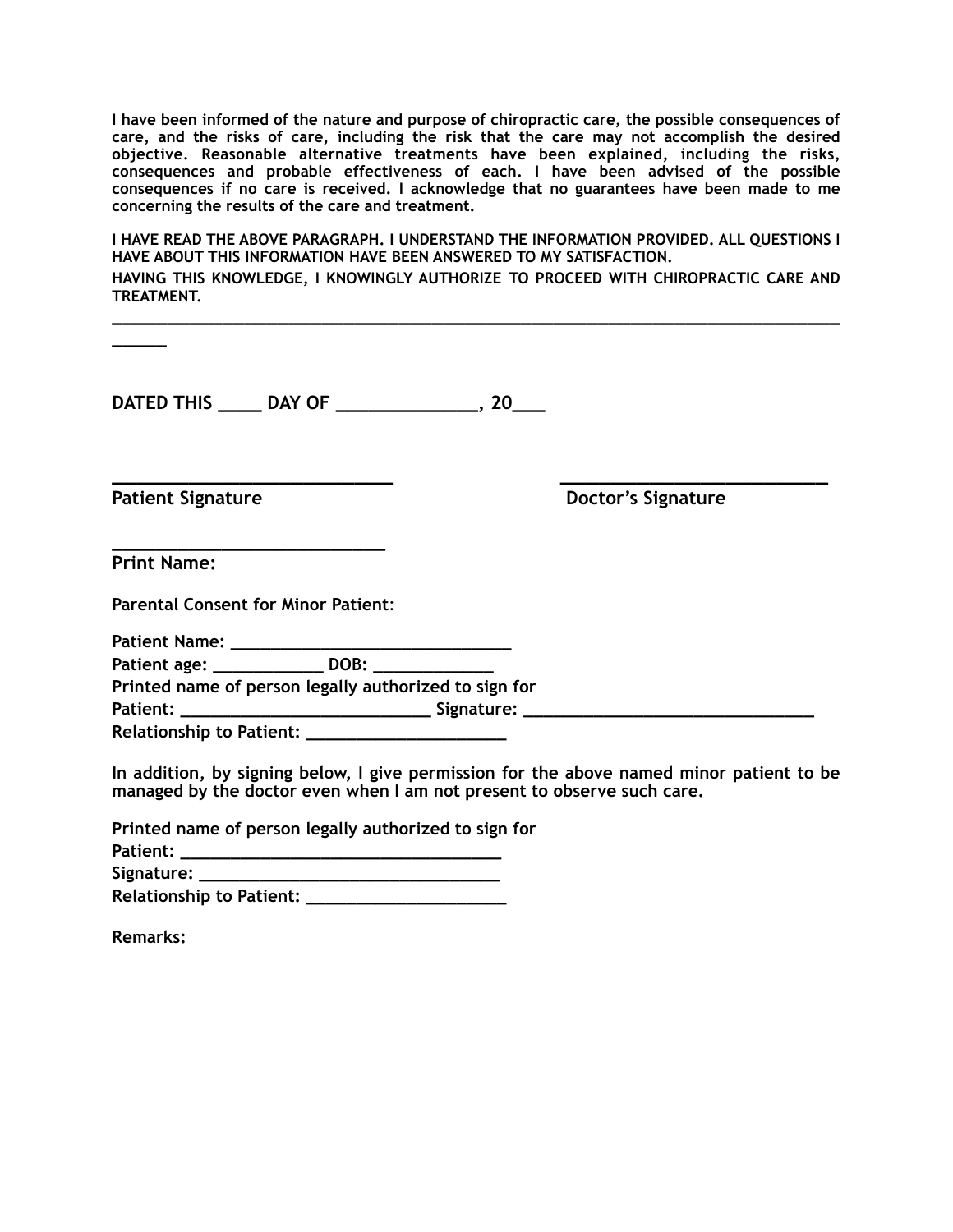**I have been informed of the nature and purpose of chiropractic care, the possible consequences of care, and the risks of care, including the risk that the care may not accomplish the desired objective. Reasonable alternative treatments have been explained, including the risks, consequences and probable effectiveness of each. I have been advised of the possible consequences if no care is received. I acknowledge that no guarantees have been made to me concerning the results of the care and treatment.**

**I HAVE READ THE ABOVE PARAGRAPH. I UNDERSTAND THE INFORMATION PROVIDED. ALL QUESTIONS I HAVE ABOUT THIS INFORMATION HAVE BEEN ANSWERED TO MY SATISFACTION.**

**HAVING THIS KNOWLEDGE, I KNOWINGLY AUTHORIZE TO PROCEED WITH CHIROPRACTIC CARE AND TREATMENT.**

______________________________________________________________________________

**DATED THIS ____ DAY OF ______________, 20___**

____________________________ ____________________________

**Patient Signature** **Doctor's Signature**

____________________________

**Print Name:**

**Parental Consent for Minor Patient:**

**Patient Name: ______________________________**

**Patient age: ___________ DOB: ____________**

**Printed name of person legally authorized to sign for**

**Patient: ___________________________ Signature: ______________________________**

**Relationship to Patient: _____________________**

**In addition, by signing below, I give permission for the above named minor patient to be managed by the doctor even when I am not present to observe such care.**

**Printed name of person legally authorized to sign for**

**Patient: _________________________________**

**Signature: _______________________________**

**Relationship to Patient: _____________________**

**Remarks:**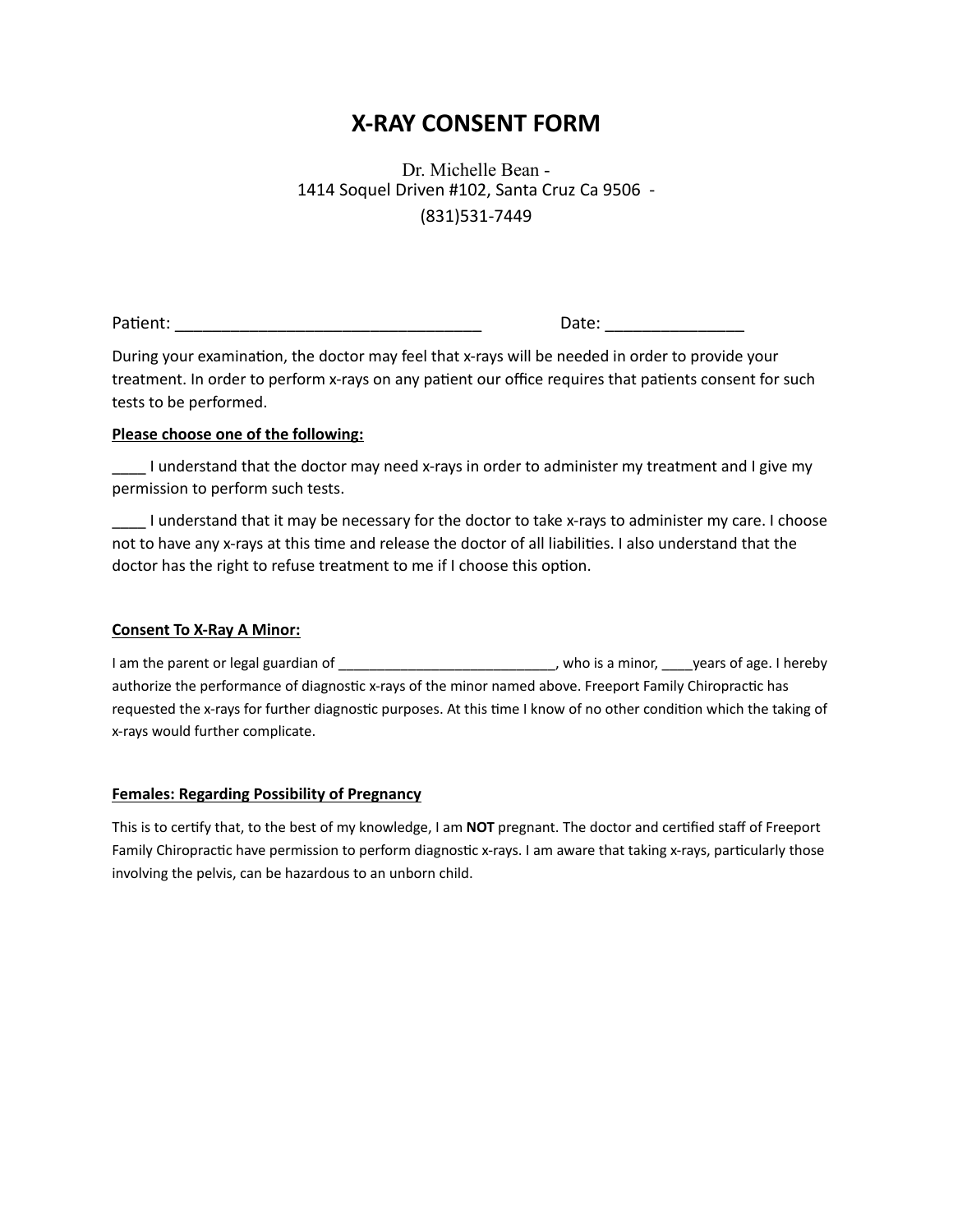# X-RAY CONSENT FORM

Dr. Michelle Bean -
1414 Soquel Driven #102, Santa Cruz Ca 9506 -
(831)531-7449

Patient: ___________________________________ Date: _______________

During your examination, the doctor may feel that x-rays will be needed in order to provide your treatment. In order to perform x-rays on any patient our office requires that patients consent for such tests to be performed.

**Please choose one of the following:**

____ I understand that the doctor may need x-rays in order to administer my treatment and I give my permission to perform such tests.

____ I understand that it may be necessary for the doctor to take x-rays to administer my care. I choose not to have any x-rays at this time and release the doctor of all liabilities. I also understand that the doctor has the right to refuse treatment to me if I choose this option.

**Consent To X-Ray A Minor:**

I am the parent or legal guardian of ____________________________, who is a minor, ____years of age. I hereby authorize the performance of diagnostic x-rays of the minor named above. Freeport Family Chiropractic has requested the x-rays for further diagnostic purposes. At this time I know of no other condition which the taking of x-rays would further complicate.

**Females: Regarding Possibility of Pregnancy**

This is to certify that, to the best of my knowledge, I am **NOT** pregnant. The doctor and certified staff of Freeport Family Chiropractic have permission to perform diagnostic x-rays. I am aware that taking x-rays, particularly those involving the pelvis, can be hazardous to an unborn child.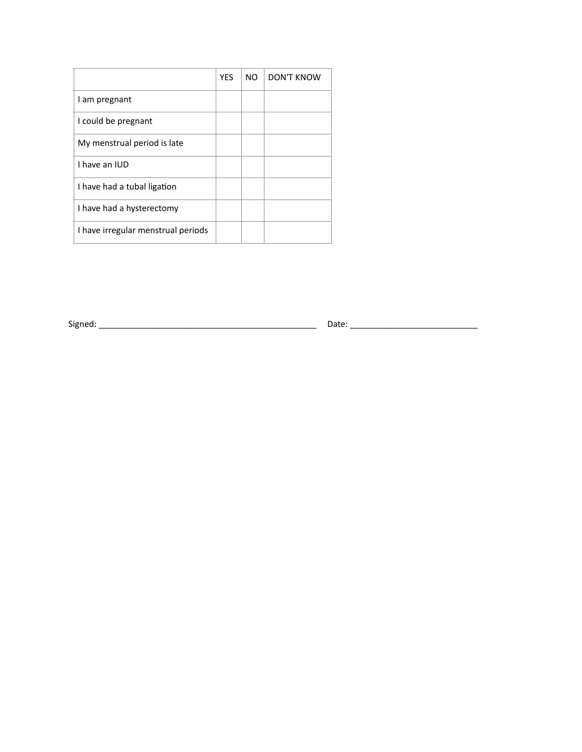| | YES | NO | DON'T KNOW |
|---|---|---|---|
| I am pregnant | | | |
| I could be pregnant | | | |
| My menstrual period is late | | | |
| I have an IUD | | | |
| I have had a tubal ligation | | | |
| I have had a hysterectomy | | | |
| I have irregular menstrual periods | | | |

Signed: _______________________________________________ Date: ___________________________